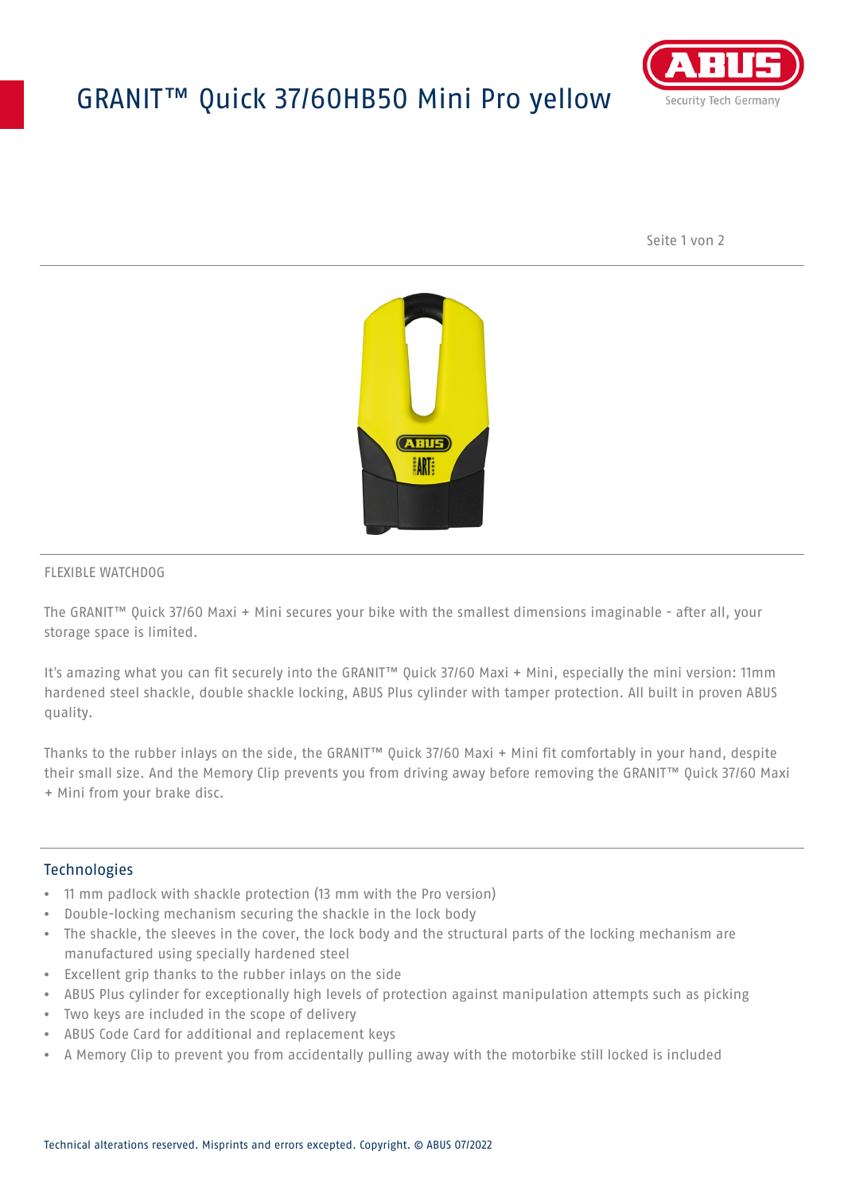# GRANIT™ Quick 37/60HB50 Mini Pro yellow

FLEXIBLE WATCHDOG

The GRANIT™ Quick 37/60 Maxi + Mini secures your bike with the smallest dimensions imaginable - after all, your storage space is limited.

It's amazing what you can fit securely into the GRANIT™ Quick 37/60 Maxi + Mini, especially the mini version: 11mm hardened steel shackle, double shackle locking, ABUS Plus cylinder with tamper protection. All built in proven ABUS quality.

Thanks to the rubber inlays on the side, the GRANIT™ Quick 37/60 Maxi + Mini fit comfortably in your hand, despite their small size. And the Memory Clip prevents you from driving away before removing the GRANIT™ Quick 37/60 Maxi + Mini from your brake disc.

## Technologies

- 11 mm padlock with shackle protection (13 mm with the Pro version)
- Double-locking mechanism securing the shackle in the lock body
- The shackle, the sleeves in the cover, the lock body and the structural parts of the locking mechanism are manufactured using specially hardened steel
- Excellent grip thanks to the rubber inlays on the side
- ABUS Plus cylinder for exceptionally high levels of protection against manipulation attempts such as picking
- Two keys are included in the scope of delivery
- ABUS Code Card for additional and replacement keys
- A Memory Clip to prevent you from accidentally pulling away with the motorbike still locked is included

Technical alterations reserved. Misprints and errors excepted. Copyright. © ABUS 07/2022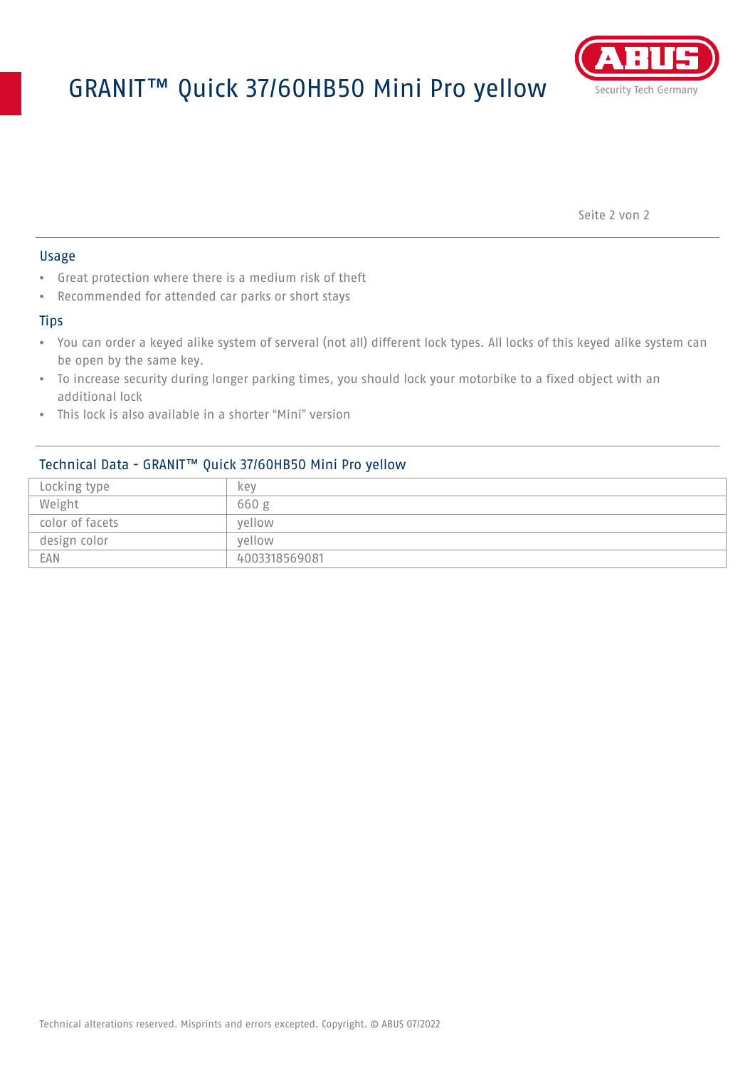# GRANIT™ Quick 37/60HB50 Mini Pro yellow

## Usage

- Great protection where there is a medium risk of theft
- Recommended for attended car parks or short stays

## Tips

- You can order a keyed alike system of serveral (not all) different lock types. All locks of this keyed alike system can be open by the same key.
- To increase security during longer parking times, you should lock your motorbike to a fixed object with an additional lock
- This lock is also available in a shorter “Mini” version

## Technical Data - GRANIT™ Quick 37/60HB50 Mini Pro yellow

| | |
|---|---|
| Locking type | key |
| Weight | 660 g |
| color of facets | yellow |
| design color | yellow |
| EAN | 4003318569081 |

Technical alterations reserved. Misprints and errors excepted. Copyright. © ABUS 07/2022